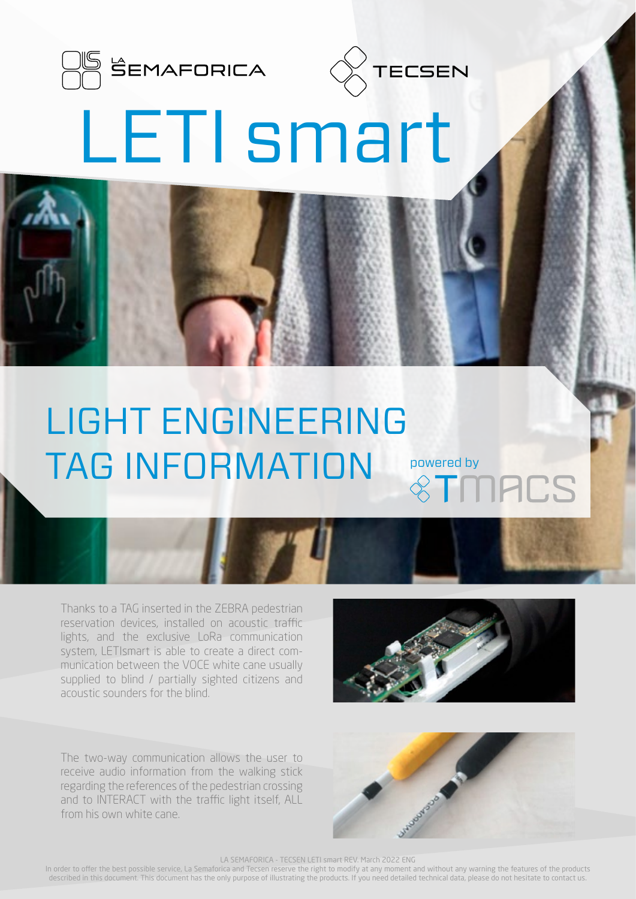LA SEMAFORICA

TECSEN

# LETI smart

## LIGHT ENGINEERING TAG INFORMATION

powered by TMACS

Thanks to a TAG inserted in the ZEBRA pedestrian reservation devices, installed on acoustic traffic lights, and the exclusive LoRa communication system, LETIsmart is able to create a direct communication between the VOCE white cane usually supplied to blind / partially sighted citizens and acoustic sounders for the blind.

The two-way communication allows the user to receive audio information from the walking stick regarding the references of the pedestrian crossing and to INTERACT with the traffic light itself, ALL from his own white cane.

LA SEMAFORICA - TECSEN LETI smart REV. March 2022 ENG

In order to offer the best possible service, La Semaforica and Tecsen reserve the right to modify at any moment and without any warning the features of the products described in this document. This document has the only purpose of illustrating the products. If you need detailed technical data, please do not hesitate to contact us.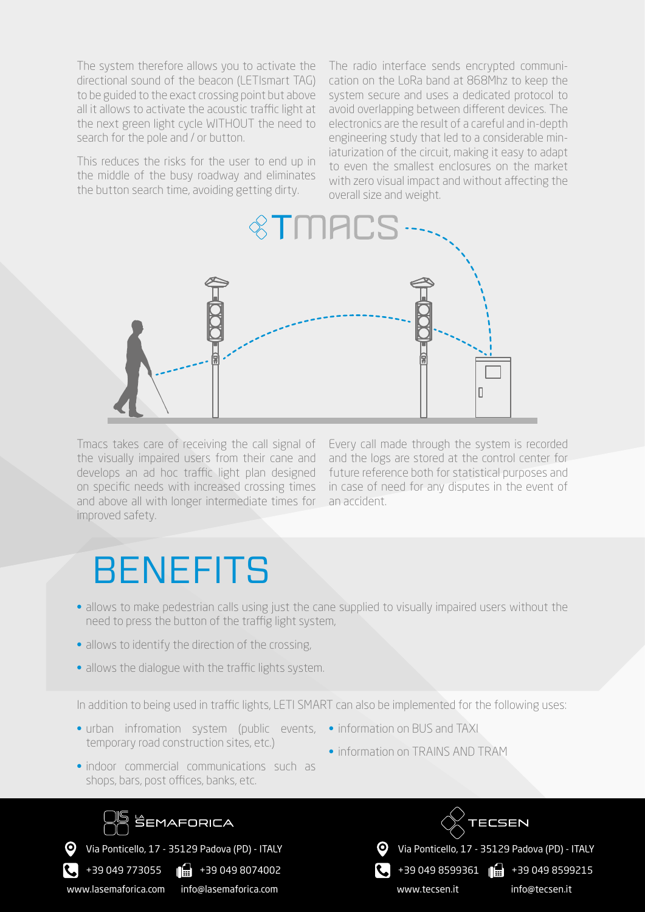The system therefore allows you to activate the directional sound of the beacon (LETIsmart TAG) to be guided to the exact crossing point but above all it allows to activate the acoustic traffic light at the next green light cycle WITHOUT the need to search for the pole and / or button.

This reduces the risks for the user to end up in the middle of the busy roadway and eliminates the button search time, avoiding getting dirty.

The radio interface sends encrypted communication on the LoRa band at 868Mhz to keep the system secure and uses a dedicated protocol to avoid overlapping between different devices. The electronics are the result of a careful and in-depth engineering study that led to a considerable miniaturization of the circuit, making it easy to adapt to even the smallest enclosures on the market with zero visual impact and without affecting the overall size and weight.

TMACS

Tmacs takes care of receiving the call signal of the visually impaired users from their cane and develops an ad hoc traffic light plan designed on specific needs with increased crossing times and above all with longer intermediate times for improved safety.

Every call made through the system is recorded and the logs are stored at the control center for future reference both for statistical purposes and in case of need for any disputes in the event of an accident.

# BENEFITS

- allows to make pedestrian calls using just the cane supplied to visually impaired users without the need to press the button of the traffig light system,
- allows to identify the direction of the crossing,
- allows the dialogue with the traffic lights system.

In addition to being used in traffic lights, LETI SMART can also be implemented for the following uses:

- urban infromation system (public events, temporary road construction sites, etc.)
- indoor commercial communications such as shops, bars, post offices, banks, etc.
- information on BUS and TAXI
- information on TRAINS AND TRAM

LA SEMAFORICA

Via Ponticello, 17 - 35129 Padova (PD) - ITALY

+39 049 773055 | +39 049 8074002

www.lasemaforica.com | info@lasemaforica.com

TECSEN

Via Ponticello, 17 - 35129 Padova (PD) - ITALY

+39 049 8599361 | +39 049 8599215

www.tecsen.it | info@tecsen.it